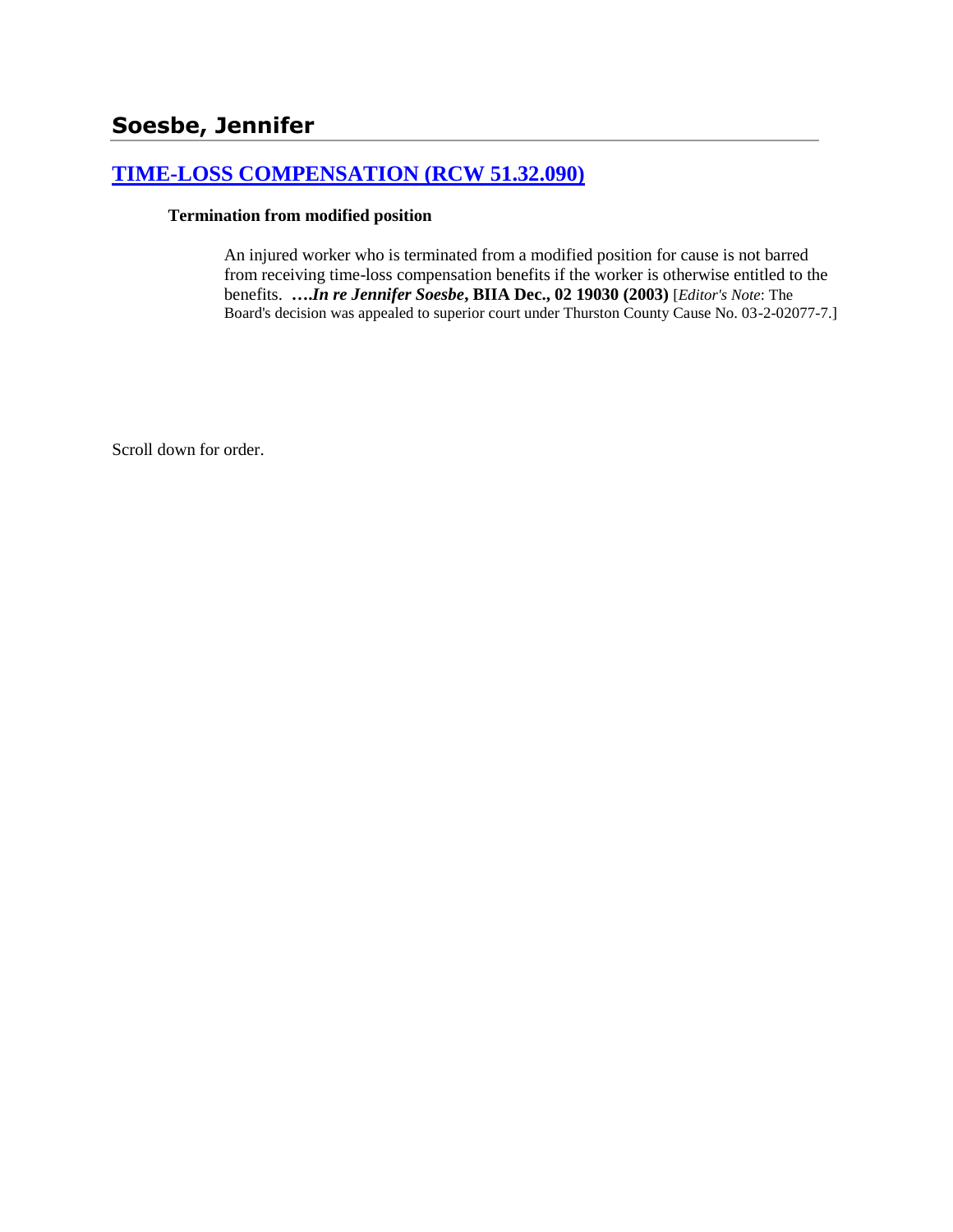## Soesbe, Jennifer

### [TIME-LOSS COMPENSATION (RCW 51.32.090)]()

**Termination from modified position**

An injured worker who is terminated from a modified position for cause is not barred from receiving time-loss compensation benefits if the worker is otherwise entitled to the benefits. **….*In re Jennifer Soesbe*, BIIA Dec., 02 19030 (2003)** [*Editor's Note*: The Board's decision was appealed to superior court under Thurston County Cause No. 03-2-02077-7.]

Scroll down for order.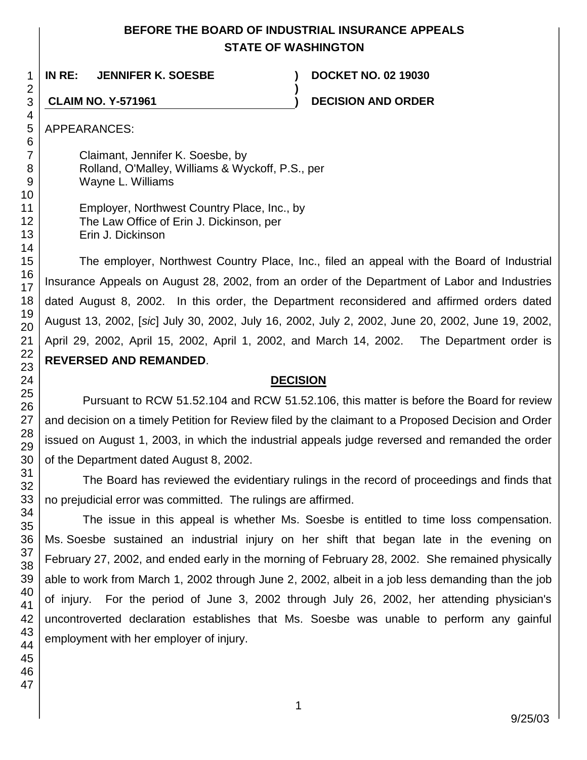**BEFORE THE BOARD OF INDUSTRIAL INSURANCE APPEALS**
**STATE OF WASHINGTON**

**IN RE: JENNIFER K. SOESBE** ) **DOCKET NO. 02 19030**
)
**CLAIM NO. Y-571961** ) **DECISION AND ORDER**

APPEARANCES:

Claimant, Jennifer K. Soesbe, by
Rolland, O'Malley, Williams & Wyckoff, P.S., per
Wayne L. Williams

Employer, Northwest Country Place, Inc., by
The Law Office of Erin J. Dickinson, per
Erin J. Dickinson

The employer, Northwest Country Place, Inc., filed an appeal with the Board of Industrial Insurance Appeals on August 28, 2002, from an order of the Department of Labor and Industries dated August 8, 2002. In this order, the Department reconsidered and affirmed orders dated August 13, 2002, [*sic*] July 30, 2002, July 16, 2002, July 2, 2002, June 20, 2002, June 19, 2002, April 29, 2002, April 15, 2002, April 1, 2002, and March 14, 2002. The Department order is **REVERSED AND REMANDED**.

## DECISION

Pursuant to RCW 51.52.104 and RCW 51.52.106, this matter is before the Board for review and decision on a timely Petition for Review filed by the claimant to a Proposed Decision and Order issued on August 1, 2003, in which the industrial appeals judge reversed and remanded the order of the Department dated August 8, 2002.

The Board has reviewed the evidentiary rulings in the record of proceedings and finds that no prejudicial error was committed. The rulings are affirmed.

The issue in this appeal is whether Ms. Soesbe is entitled to time loss compensation. Ms. Soesbe sustained an industrial injury on her shift that began late in the evening on February 27, 2002, and ended early in the morning of February 28, 2002. She remained physically able to work from March 1, 2002 through June 2, 2002, albeit in a job less demanding than the job of injury. For the period of June 3, 2002 through July 26, 2002, her attending physician's uncontroverted declaration establishes that Ms. Soesbe was unable to perform any gainful employment with her employer of injury.

9/25/03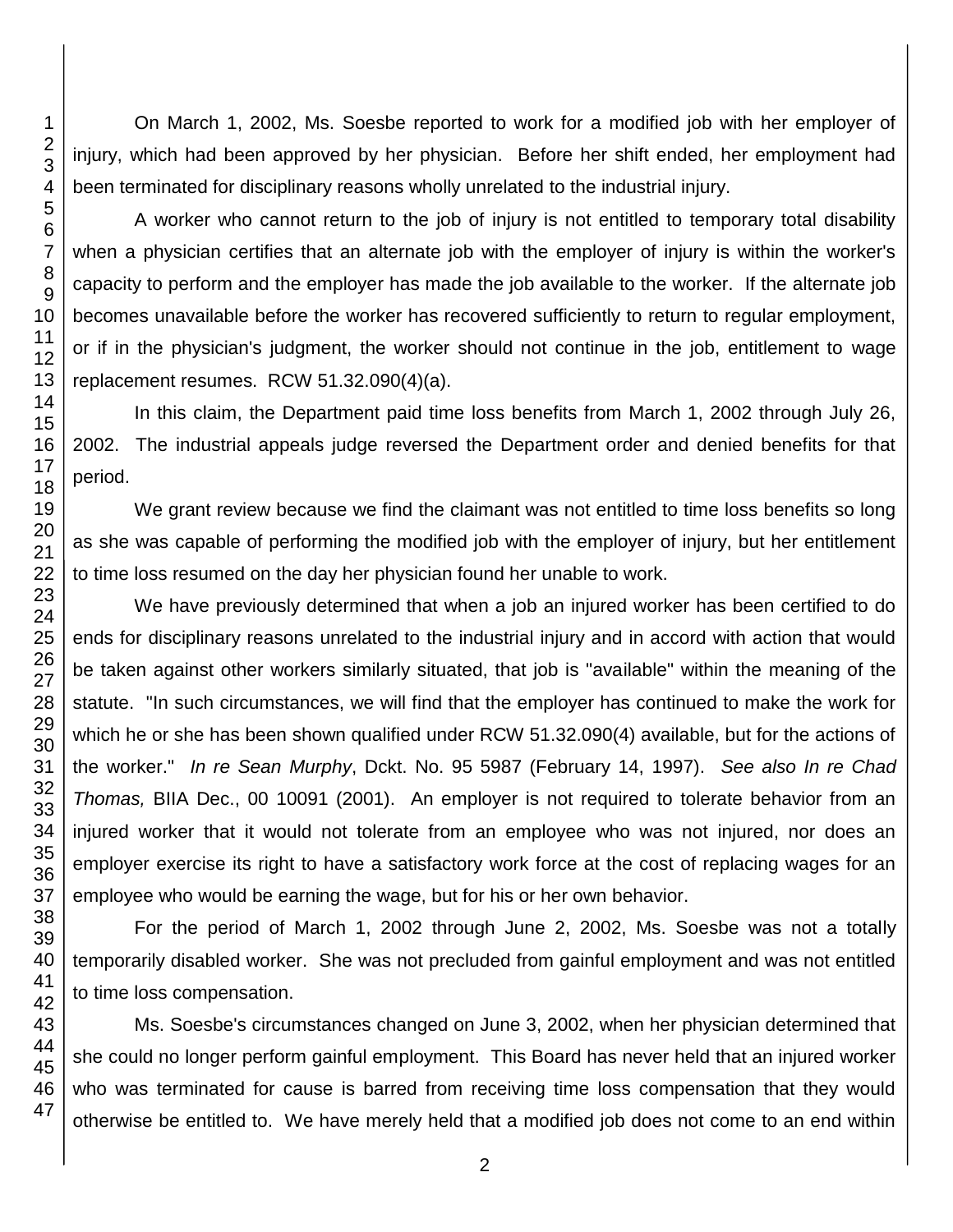On March 1, 2002, Ms. Soesbe reported to work for a modified job with her employer of injury, which had been approved by her physician. Before her shift ended, her employment had been terminated for disciplinary reasons wholly unrelated to the industrial injury.

A worker who cannot return to the job of injury is not entitled to temporary total disability when a physician certifies that an alternate job with the employer of injury is within the worker's capacity to perform and the employer has made the job available to the worker. If the alternate job becomes unavailable before the worker has recovered sufficiently to return to regular employment, or if in the physician's judgment, the worker should not continue in the job, entitlement to wage replacement resumes. RCW 51.32.090(4)(a).

In this claim, the Department paid time loss benefits from March 1, 2002 through July 26, 2002. The industrial appeals judge reversed the Department order and denied benefits for that period.

We grant review because we find the claimant was not entitled to time loss benefits so long as she was capable of performing the modified job with the employer of injury, but her entitlement to time loss resumed on the day her physician found her unable to work.

We have previously determined that when a job an injured worker has been certified to do ends for disciplinary reasons unrelated to the industrial injury and in accord with action that would be taken against other workers similarly situated, that job is "available" within the meaning of the statute. "In such circumstances, we will find that the employer has continued to make the work for which he or she has been shown qualified under RCW 51.32.090(4) available, but for the actions of the worker." *In re Sean Murphy*, Dckt. No. 95 5987 (February 14, 1997). *See also In re Chad Thomas,* BIIA Dec., 00 10091 (2001). An employer is not required to tolerate behavior from an injured worker that it would not tolerate from an employee who was not injured, nor does an employer exercise its right to have a satisfactory work force at the cost of replacing wages for an employee who would be earning the wage, but for his or her own behavior.

For the period of March 1, 2002 through June 2, 2002, Ms. Soesbe was not a totally temporarily disabled worker. She was not precluded from gainful employment and was not entitled to time loss compensation.

Ms. Soesbe's circumstances changed on June 3, 2002, when her physician determined that she could no longer perform gainful employment. This Board has never held that an injured worker who was terminated for cause is barred from receiving time loss compensation that they would otherwise be entitled to. We have merely held that a modified job does not come to an end within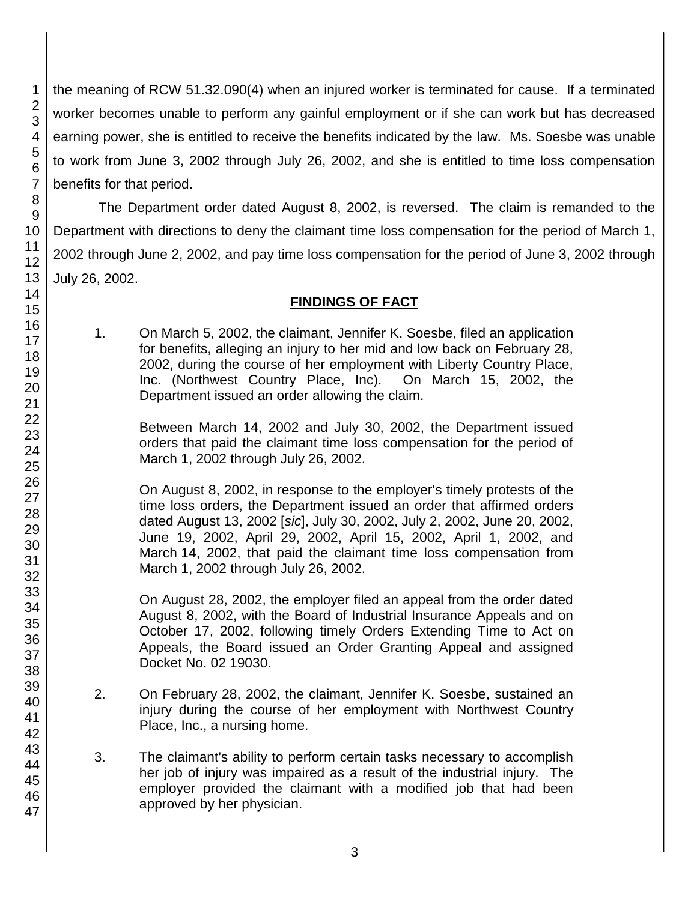the meaning of RCW 51.32.090(4) when an injured worker is terminated for cause. If a terminated worker becomes unable to perform any gainful employment or if she can work but has decreased earning power, she is entitled to receive the benefits indicated by the law. Ms. Soesbe was unable to work from June 3, 2002 through July 26, 2002, and she is entitled to time loss compensation benefits for that period.

The Department order dated August 8, 2002, is reversed. The claim is remanded to the Department with directions to deny the claimant time loss compensation for the period of March 1, 2002 through June 2, 2002, and pay time loss compensation for the period of June 3, 2002 through July 26, 2002.

## FINDINGS OF FACT

1. On March 5, 2002, the claimant, Jennifer K. Soesbe, filed an application for benefits, alleging an injury to her mid and low back on February 28, 2002, during the course of her employment with Liberty Country Place, Inc. (Northwest Country Place, Inc). On March 15, 2002, the Department issued an order allowing the claim.

   Between March 14, 2002 and July 30, 2002, the Department issued orders that paid the claimant time loss compensation for the period of March 1, 2002 through July 26, 2002.

   On August 8, 2002, in response to the employer's timely protests of the time loss orders, the Department issued an order that affirmed orders dated August 13, 2002 [*sic*], July 30, 2002, July 2, 2002, June 20, 2002, June 19, 2002, April 29, 2002, April 15, 2002, April 1, 2002, and March 14, 2002, that paid the claimant time loss compensation from March 1, 2002 through July 26, 2002.

   On August 28, 2002, the employer filed an appeal from the order dated August 8, 2002, with the Board of Industrial Insurance Appeals and on October 17, 2002, following timely Orders Extending Time to Act on Appeals, the Board issued an Order Granting Appeal and assigned Docket No. 02 19030.

2. On February 28, 2002, the claimant, Jennifer K. Soesbe, sustained an injury during the course of her employment with Northwest Country Place, Inc., a nursing home.

3. The claimant's ability to perform certain tasks necessary to accomplish her job of injury was impaired as a result of the industrial injury. The employer provided the claimant with a modified job that had been approved by her physician.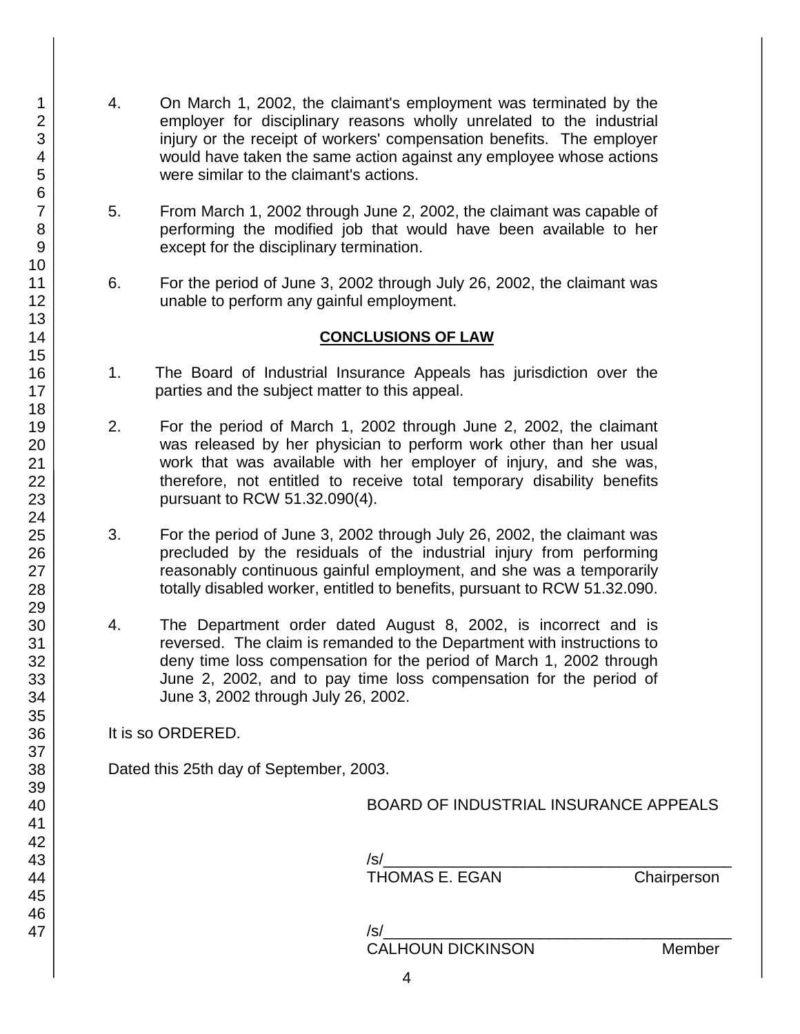4. On March 1, 2002, the claimant's employment was terminated by the employer for disciplinary reasons wholly unrelated to the industrial injury or the receipt of workers' compensation benefits. The employer would have taken the same action against any employee whose actions were similar to the claimant's actions.

5. From March 1, 2002 through June 2, 2002, the claimant was capable of performing the modified job that would have been available to her except for the disciplinary termination.

6. For the period of June 3, 2002 through July 26, 2002, the claimant was unable to perform any gainful employment.

## CONCLUSIONS OF LAW

1. The Board of Industrial Insurance Appeals has jurisdiction over the parties and the subject matter to this appeal.

2. For the period of March 1, 2002 through June 2, 2002, the claimant was released by her physician to perform work other than her usual work that was available with her employer of injury, and she was, therefore, not entitled to receive total temporary disability benefits pursuant to RCW 51.32.090(4).

3. For the period of June 3, 2002 through July 26, 2002, the claimant was precluded by the residuals of the industrial injury from performing reasonably continuous gainful employment, and she was a temporarily totally disabled worker, entitled to benefits, pursuant to RCW 51.32.090.

4. The Department order dated August 8, 2002, is incorrect and is reversed. The claim is remanded to the Department with instructions to deny time loss compensation for the period of March 1, 2002 through June 2, 2002, and to pay time loss compensation for the period of June 3, 2002 through July 26, 2002.

It is so ORDERED.

Dated this 25th day of September, 2003.

BOARD OF INDUSTRIAL INSURANCE APPEALS

/s/
THOMAS E. EGAN Chairperson

/s/
CALHOUN DICKINSON Member